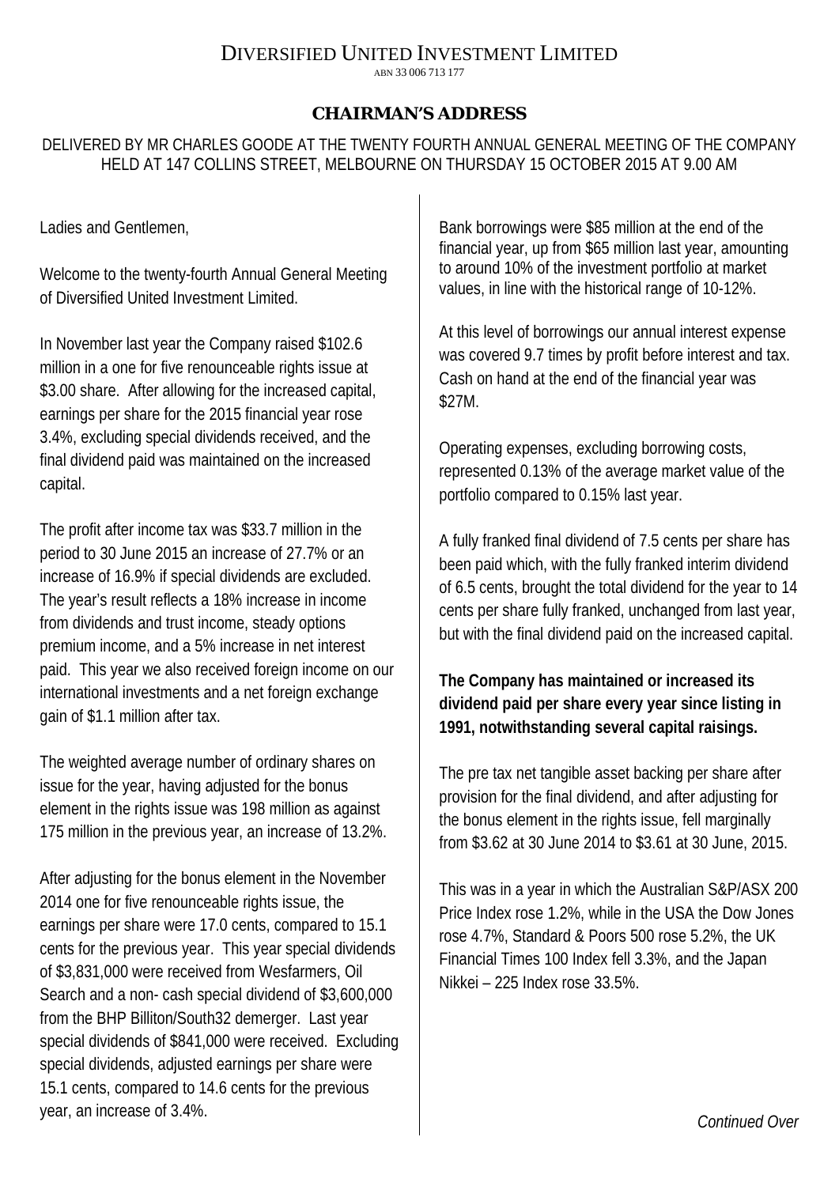# DIVERSIFIED UNITED INVESTMENT LIMITED

ABN 33 006 713 177

## CHAIRMAN'S ADDRESS

DELIVERED BY MR CHARLES GOODE AT THE TWENTY FOURTH ANNUAL GENERAL MEETING OF THE COMPANY HELD AT 147 COLLINS STREET, MELBOURNE ON THURSDAY 15 OCTOBER 2015 AT 9.00 AM

Ladies and Gentlemen,

Welcome to the twenty-fourth Annual General Meeting of Diversified United Investment Limited.

In November last year the Company raised $102.6 million in a one for five renounceable rights issue at $3.00 share. After allowing for the increased capital, earnings per share for the 2015 financial year rose 3.4%, excluding special dividends received, and the final dividend paid was maintained on the increased capital.

The profit after income tax was $33.7 million in the period to 30 June 2015 an increase of 27.7% or an increase of 16.9% if special dividends are excluded. The year's result reflects a 18% increase in income from dividends and trust income, steady options premium income, and a 5% increase in net interest paid. This year we also received foreign income on our international investments and a net foreign exchange gain of $1.1 million after tax.

The weighted average number of ordinary shares on issue for the year, having adjusted for the bonus element in the rights issue was 198 million as against 175 million in the previous year, an increase of 13.2%.

After adjusting for the bonus element in the November 2014 one for five renounceable rights issue, the earnings per share were 17.0 cents, compared to 15.1 cents for the previous year. This year special dividends of $3,831,000 were received from Wesfarmers, Oil Search and a non- cash special dividend of $3,600,000 from the BHP Billiton/South32 demerger. Last year special dividends of $841,000 were received. Excluding special dividends, adjusted earnings per share were 15.1 cents, compared to 14.6 cents for the previous year, an increase of 3.4%.

Bank borrowings were $85 million at the end of the financial year, up from $65 million last year, amounting to around 10% of the investment portfolio at market values, in line with the historical range of 10-12%.

At this level of borrowings our annual interest expense was covered 9.7 times by profit before interest and tax. Cash on hand at the end of the financial year was $27M.

Operating expenses, excluding borrowing costs, represented 0.13% of the average market value of the portfolio compared to 0.15% last year.

A fully franked final dividend of 7.5 cents per share has been paid which, with the fully franked interim dividend of 6.5 cents, brought the total dividend for the year to 14 cents per share fully franked, unchanged from last year, but with the final dividend paid on the increased capital.

**The Company has maintained or increased its dividend paid per share every year since listing in 1991, notwithstanding several capital raisings.**

The pre tax net tangible asset backing per share after provision for the final dividend, and after adjusting for the bonus element in the rights issue, fell marginally from $3.62 at 30 June 2014 to $3.61 at 30 June, 2015.

This was in a year in which the Australian S&P/ASX 200 Price Index rose 1.2%, while in the USA the Dow Jones rose 4.7%, Standard & Poors 500 rose 5.2%, the UK Financial Times 100 Index fell 3.3%, and the Japan Nikkei – 225 Index rose 33.5%.

*Continued Over*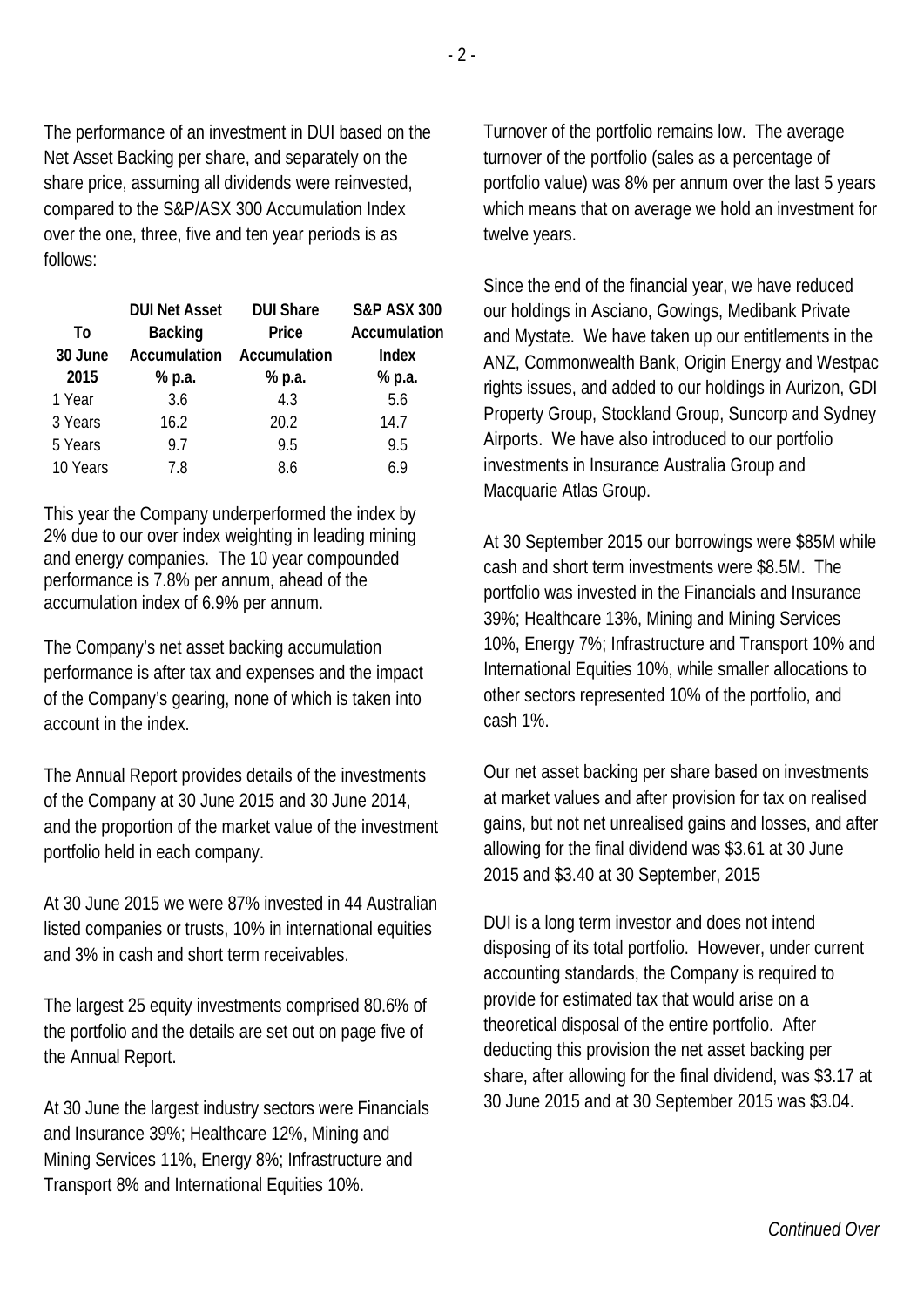The performance of an investment in DUI based on the Net Asset Backing per share, and separately on the share price, assuming all dividends were reinvested, compared to the S&P/ASX 300 Accumulation Index over the one, three, five and ten year periods is as follows:

| To 30 June 2015 | DUI Net Asset Backing Accumulation % p.a. | DUI Share Price Accumulation % p.a. | S&P ASX 300 Accumulation Index % p.a. |
|---|---|---|---|
| 1 Year | 3.6 | 4.3 | 5.6 |
| 3 Years | 16.2 | 20.2 | 14.7 |
| 5 Years | 9.7 | 9.5 | 9.5 |
| 10 Years | 7.8 | 8.6 | 6.9 |

This year the Company underperformed the index by 2% due to our over index weighting in leading mining and energy companies. The 10 year compounded performance is 7.8% per annum, ahead of the accumulation index of 6.9% per annum.

The Company's net asset backing accumulation performance is after tax and expenses and the impact of the Company's gearing, none of which is taken into account in the index.

The Annual Report provides details of the investments of the Company at 30 June 2015 and 30 June 2014, and the proportion of the market value of the investment portfolio held in each company.

At 30 June 2015 we were 87% invested in 44 Australian listed companies or trusts, 10% in international equities and 3% in cash and short term receivables.

The largest 25 equity investments comprised 80.6% of the portfolio and the details are set out on page five of the Annual Report.

At 30 June the largest industry sectors were Financials and Insurance 39%; Healthcare 12%, Mining and Mining Services 11%, Energy 8%; Infrastructure and Transport 8% and International Equities 10%.

Turnover of the portfolio remains low. The average turnover of the portfolio (sales as a percentage of portfolio value) was 8% per annum over the last 5 years which means that on average we hold an investment for twelve years.

Since the end of the financial year, we have reduced our holdings in Asciano, Gowings, Medibank Private and Mystate. We have taken up our entitlements in the ANZ, Commonwealth Bank, Origin Energy and Westpac rights issues, and added to our holdings in Aurizon, GDI Property Group, Stockland Group, Suncorp and Sydney Airports. We have also introduced to our portfolio investments in Insurance Australia Group and Macquarie Atlas Group.

At 30 September 2015 our borrowings were $85M while cash and short term investments were $8.5M. The portfolio was invested in the Financials and Insurance 39%; Healthcare 13%, Mining and Mining Services 10%, Energy 7%; Infrastructure and Transport 10% and International Equities 10%, while smaller allocations to other sectors represented 10% of the portfolio, and cash 1%.

Our net asset backing per share based on investments at market values and after provision for tax on realised gains, but not net unrealised gains and losses, and after allowing for the final dividend was $3.61 at 30 June 2015 and $3.40 at 30 September, 2015

DUI is a long term investor and does not intend disposing of its total portfolio. However, under current accounting standards, the Company is required to provide for estimated tax that would arise on a theoretical disposal of the entire portfolio. After deducting this provision the net asset backing per share, after allowing for the final dividend, was $3.17 at 30 June 2015 and at 30 September 2015 was $3.04.

*Continued Over*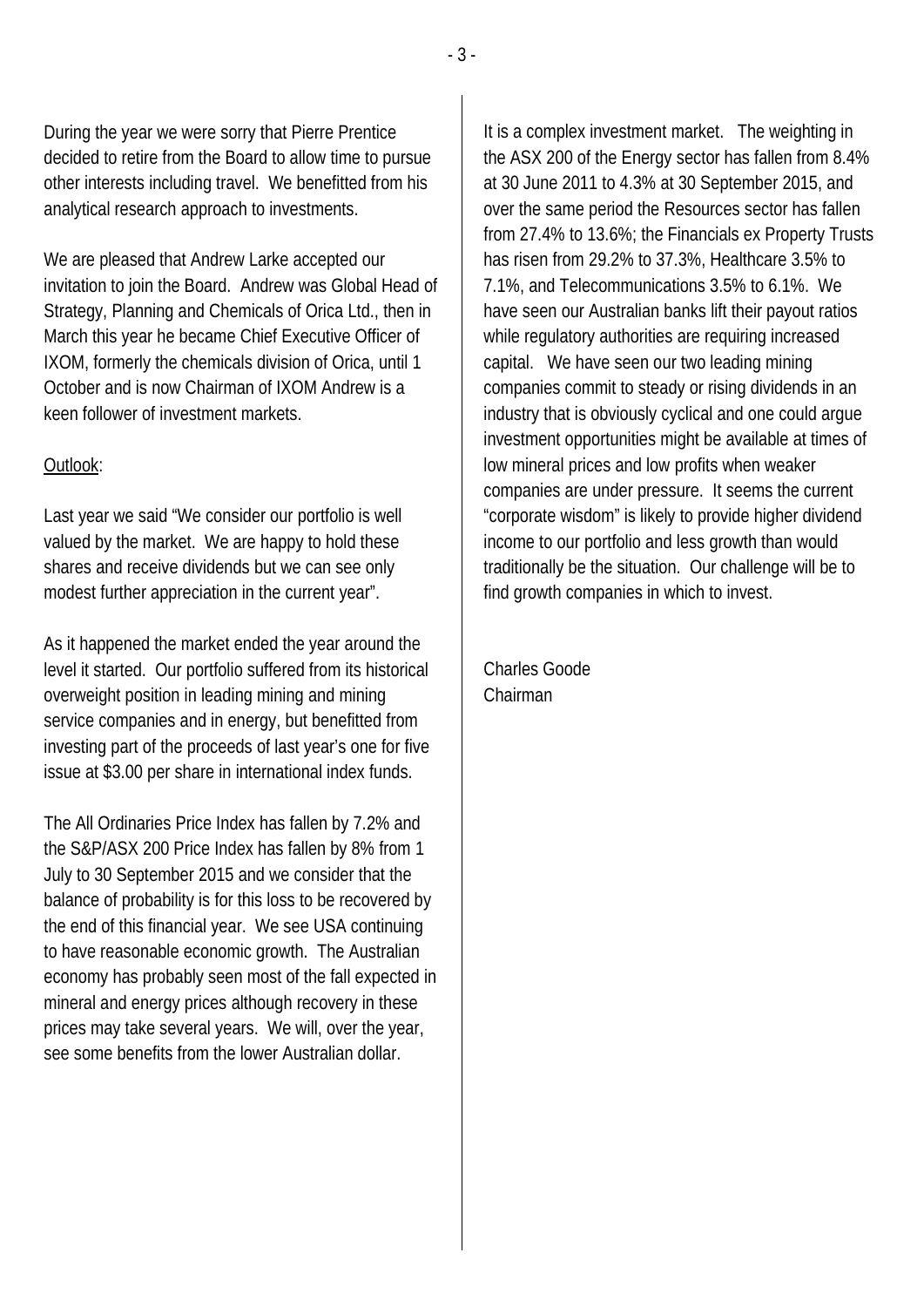During the year we were sorry that Pierre Prentice decided to retire from the Board to allow time to pursue other interests including travel. We benefitted from his analytical research approach to investments.

We are pleased that Andrew Larke accepted our invitation to join the Board. Andrew was Global Head of Strategy, Planning and Chemicals of Orica Ltd., then in March this year he became Chief Executive Officer of IXOM, formerly the chemicals division of Orica, until 1 October and is now Chairman of IXOM Andrew is a keen follower of investment markets.

Outlook:

Last year we said "We consider our portfolio is well valued by the market. We are happy to hold these shares and receive dividends but we can see only modest further appreciation in the current year".

As it happened the market ended the year around the level it started. Our portfolio suffered from its historical overweight position in leading mining and mining service companies and in energy, but benefitted from investing part of the proceeds of last year's one for five issue at $3.00 per share in international index funds.

The All Ordinaries Price Index has fallen by 7.2% and the S&P/ASX 200 Price Index has fallen by 8% from 1 July to 30 September 2015 and we consider that the balance of probability is for this loss to be recovered by the end of this financial year. We see USA continuing to have reasonable economic growth. The Australian economy has probably seen most of the fall expected in mineral and energy prices although recovery in these prices may take several years. We will, over the year, see some benefits from the lower Australian dollar.

It is a complex investment market. The weighting in the ASX 200 of the Energy sector has fallen from 8.4% at 30 June 2011 to 4.3% at 30 September 2015, and over the same period the Resources sector has fallen from 27.4% to 13.6%; the Financials ex Property Trusts has risen from 29.2% to 37.3%, Healthcare 3.5% to 7.1%, and Telecommunications 3.5% to 6.1%. We have seen our Australian banks lift their payout ratios while regulatory authorities are requiring increased capital. We have seen our two leading mining companies commit to steady or rising dividends in an industry that is obviously cyclical and one could argue investment opportunities might be available at times of low mineral prices and low profits when weaker companies are under pressure. It seems the current "corporate wisdom" is likely to provide higher dividend income to our portfolio and less growth than would traditionally be the situation. Our challenge will be to find growth companies in which to invest.

Charles Goode
Chairman